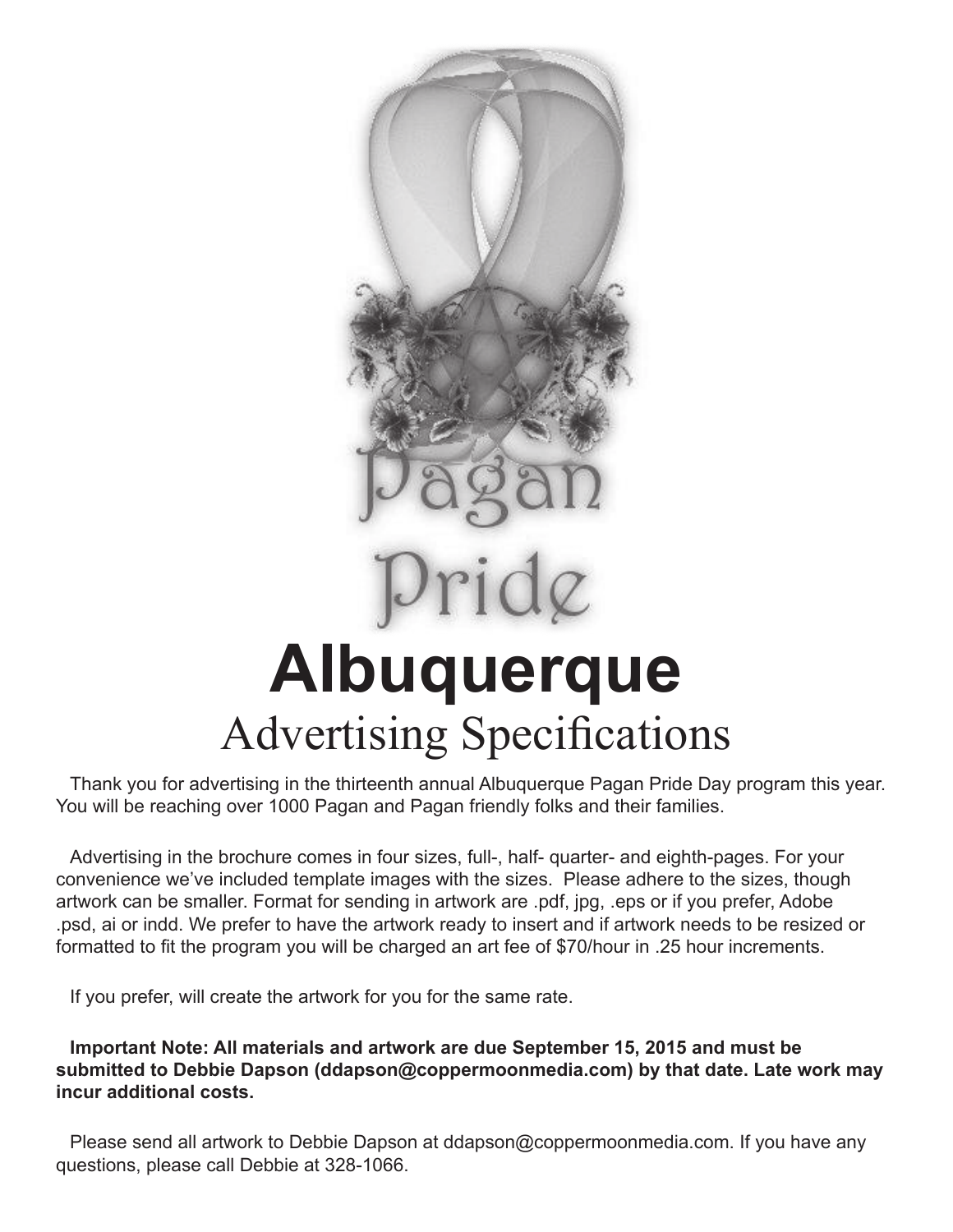# Pagan Pride Albuquerque

## Advertising Specifications

Thank you for advertising in the thirteenth annual Albuquerque Pagan Pride Day program this year. You will be reaching over 1000 Pagan and Pagan friendly folks and their families.

Advertising in the brochure comes in four sizes, full-, half- quarter- and eighth-pages. For your convenience we've included template images with the sizes. Please adhere to the sizes, though artwork can be smaller. Format for sending in artwork are .pdf, jpg, .eps or if you prefer, Adobe .psd, ai or indd. We prefer to have the artwork ready to insert and if artwork needs to be resized or formatted to fit the program you will be charged an art fee of $70/hour in .25 hour increments.

If you prefer, will create the artwork for you for the same rate.

**Important Note: All materials and artwork are due September 15, 2015 and must be submitted to Debbie Dapson (ddapson@coppermoonmedia.com) by that date. Late work may incur additional costs.**

Please send all artwork to Debbie Dapson at ddapson@coppermoonmedia.com. If you have any questions, please call Debbie at 328-1066.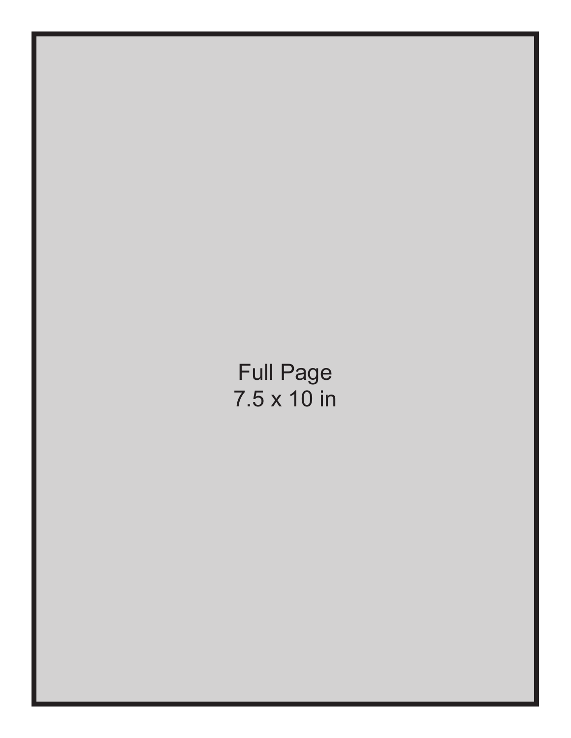Full Page
7.5 x 10 in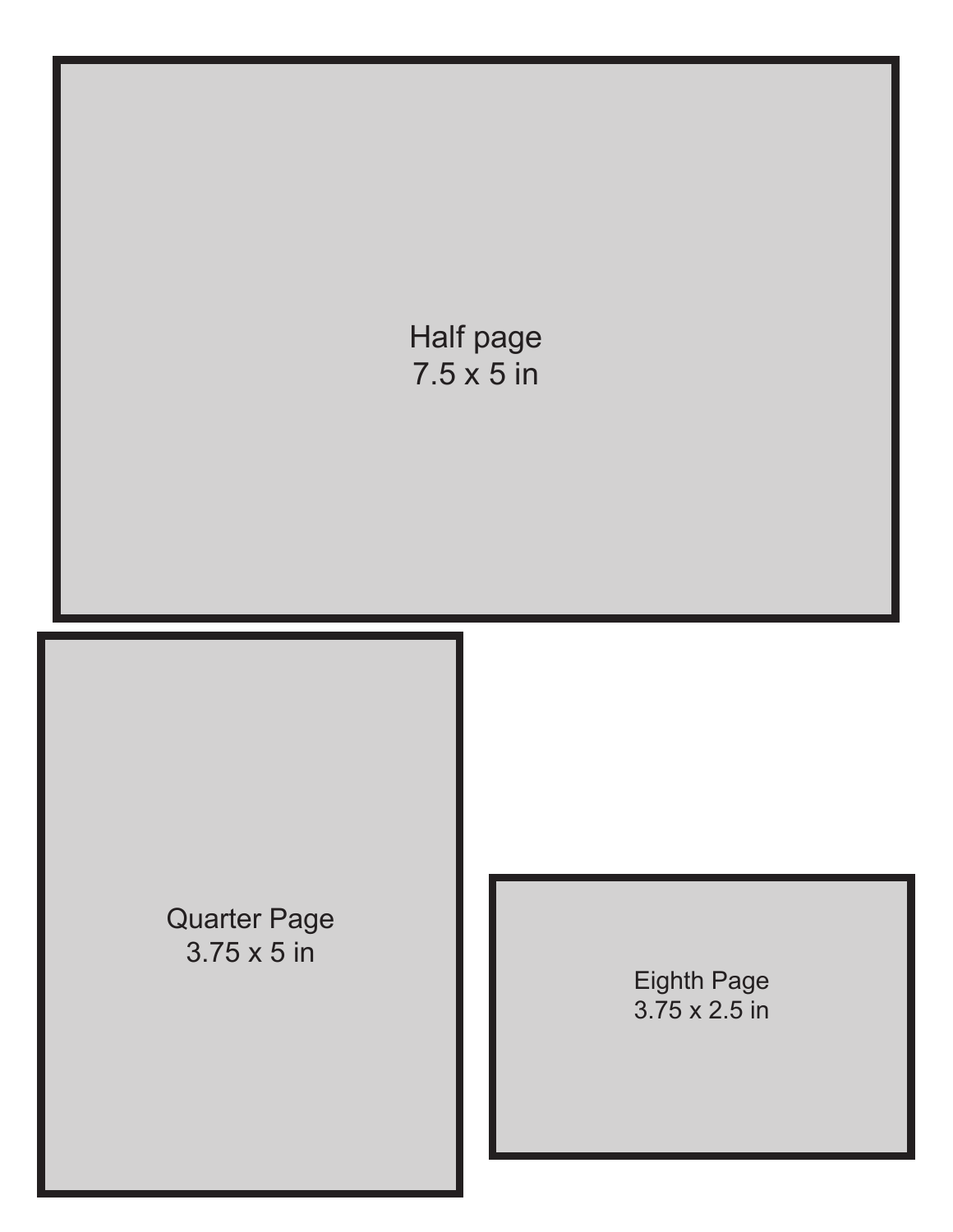Half page
7.5 x 5 in

Quarter Page
3.75 x 5 in

Eighth Page
3.75 x 2.5 in